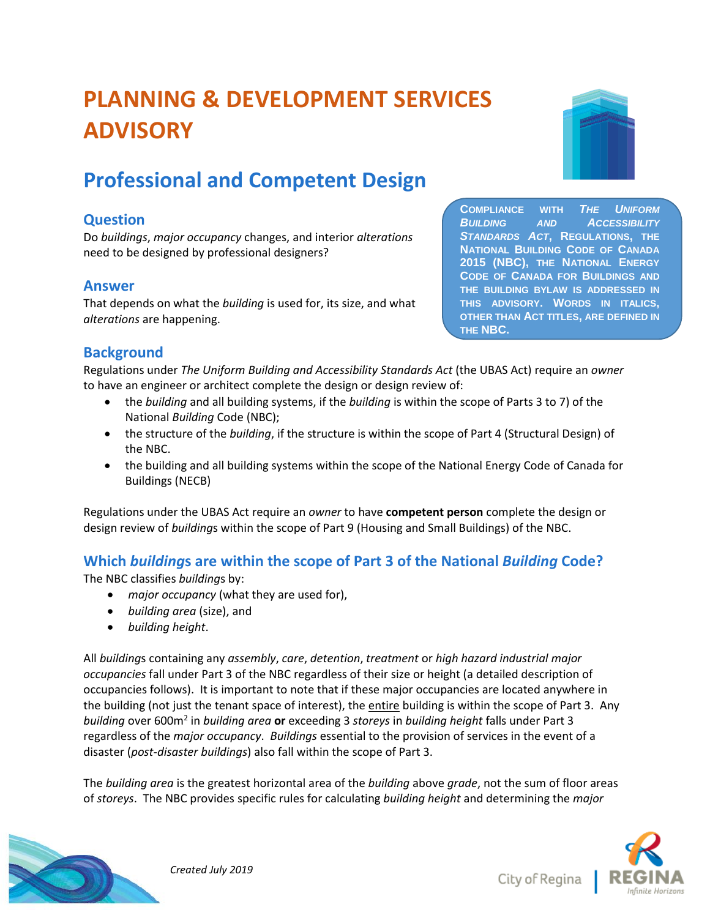# PLANNING & DEVELOPMENT SERVICES ADVISORY

## Professional and Competent Design

> COMPLIANCE WITH *THE UNIFORM BUILDING AND ACCESSIBILITY STANDARDS ACT*, REGULATIONS, THE NATIONAL BUILDING CODE OF CANADA 2015 (NBC), THE NATIONAL ENERGY CODE OF CANADA FOR BUILDINGS AND THE BUILDING BYLAW IS ADDRESSED IN THIS ADVISORY. WORDS IN ITALICS, OTHER THAN ACT TITLES, ARE DEFINED IN THE NBC.

### Question

Do *buildings*, *major occupancy* changes, and interior *alterations* need to be designed by professional designers?

### Answer

That depends on what the *building* is used for, its size, and what *alterations* are happening.

### Background

Regulations under *The Uniform Building and Accessibility Standards Act* (the UBAS Act) require an *owner* to have an engineer or architect complete the design or design review of:

- the *building* and all building systems, if the *building* is within the scope of Parts 3 to 7) of the National *Building* Code (NBC);
- the structure of the *building*, if the structure is within the scope of Part 4 (Structural Design) of the NBC.
- the building and all building systems within the scope of the National Energy Code of Canada for Buildings (NECB)

Regulations under the UBAS Act require an *owner* to have **competent person** complete the design or design review of *building*s within the scope of Part 9 (Housing and Small Buildings) of the NBC.

### Which *buildings* are within the scope of Part 3 of the National *Building* Code?

The NBC classifies *buildings* by:

- *major occupancy* (what they are used for),
- *building area* (size), and
- *building height*.

All *building*s containing any *assembly*, *care*, *detention*, *treatment* or *high hazard industrial major occupancies* fall under Part 3 of the NBC regardless of their size or height (a detailed description of occupancies follows). It is important to note that if these major occupancies are located anywhere in the building (not just the tenant space of interest), the entire building is within the scope of Part 3. Any *building* over 600m$^2$ in *building area* **or** exceeding 3 *storeys* in *building height* falls under Part 3 regardless of the *major occupancy*. *Buildings* essential to the provision of services in the event of a disaster (*post-disaster buildings*) also fall within the scope of Part 3.

The *building area* is the greatest horizontal area of the *building* above *grade*, not the sum of floor areas of *storeys*. The NBC provides specific rules for calculating *building height* and determining the *major*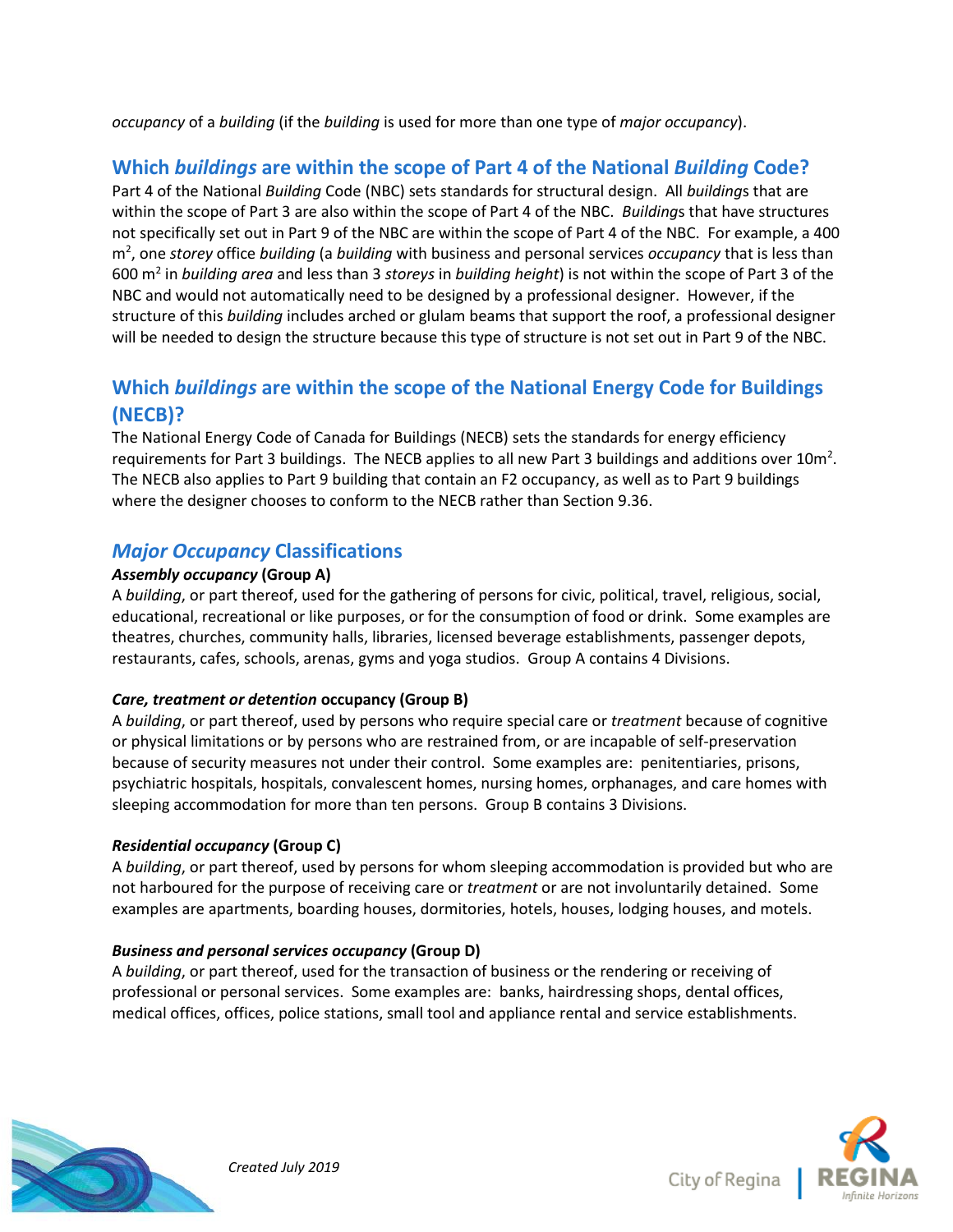*occupancy* of a *building* (if the *building* is used for more than one type of *major occupancy*).

## Which *buildings* are within the scope of Part 4 of the National *Building* Code?

Part 4 of the National *Building* Code (NBC) sets standards for structural design. All *buildings* that are within the scope of Part 3 are also within the scope of Part 4 of the NBC. *Building*s that have structures not specifically set out in Part 9 of the NBC are within the scope of Part 4 of the NBC. For example, a 400 $m^2$, one *storey* office *building* (a *building* with business and personal services *occupancy* that is less than 600 $m^2$ in *building area* and less than 3 *storeys* in *building height*) is not within the scope of Part 3 of the NBC and would not automatically need to be designed by a professional designer. However, if the structure of this *building* includes arched or glulam beams that support the roof, a professional designer will be needed to design the structure because this type of structure is not set out in Part 9 of the NBC.

## Which *buildings* are within the scope of the National Energy Code for Buildings (NECB)?

The National Energy Code of Canada for Buildings (NECB) sets the standards for energy efficiency requirements for Part 3 buildings. The NECB applies to all new Part 3 buildings and additions over $10m^2$. The NECB also applies to Part 9 building that contain an F2 occupancy, as well as to Part 9 buildings where the designer chooses to conform to the NECB rather than Section 9.36.

## *Major Occupancy* Classifications

***Assembly occupancy* (Group A)**

A *building*, or part thereof, used for the gathering of persons for civic, political, travel, religious, social, educational, recreational or like purposes, or for the consumption of food or drink. Some examples are theatres, churches, community halls, libraries, licensed beverage establishments, passenger depots, restaurants, cafes, schools, arenas, gyms and yoga studios. Group A contains 4 Divisions.

***Care, treatment or detention* occupancy (Group B)**

A *building*, or part thereof, used by persons who require special care or *treatment* because of cognitive or physical limitations or by persons who are restrained from, or are incapable of self-preservation because of security measures not under their control. Some examples are: penitentiaries, prisons, psychiatric hospitals, hospitals, convalescent homes, nursing homes, orphanages, and care homes with sleeping accommodation for more than ten persons. Group B contains 3 Divisions.

***Residential occupancy* (Group C)**

A *building*, or part thereof, used by persons for whom sleeping accommodation is provided but who are not harboured for the purpose of receiving care or *treatment* or are not involuntarily detained. Some examples are apartments, boarding houses, dormitories, hotels, houses, lodging houses, and motels.

***Business and personal services occupancy* (Group D)**

A *building*, or part thereof, used for the transaction of business or the rendering or receiving of professional or personal services. Some examples are: banks, hairdressing shops, dental offices, medical offices, offices, police stations, small tool and appliance rental and service establishments.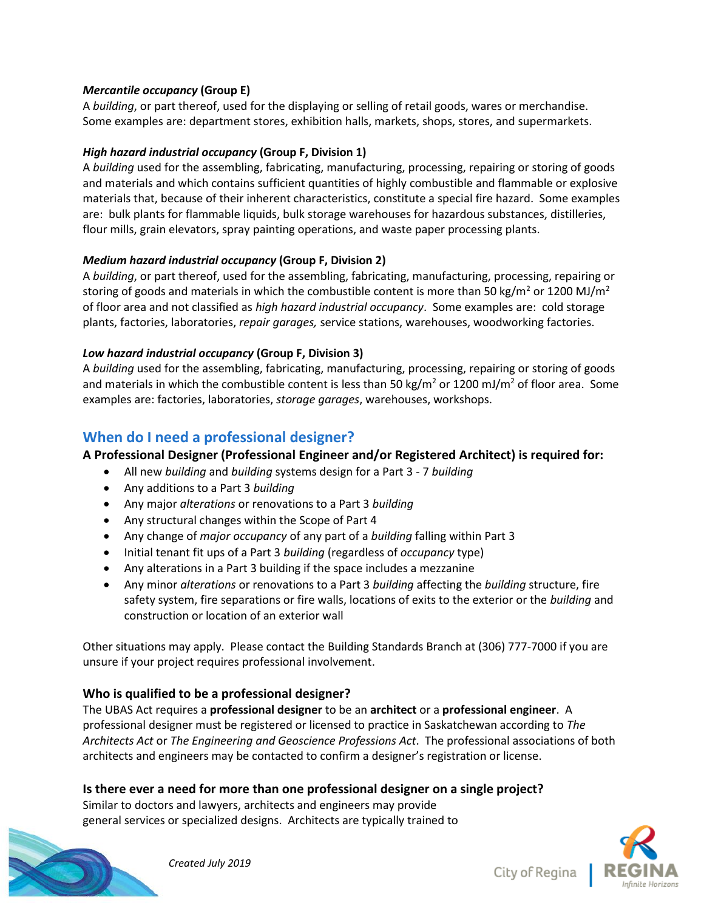***Mercantile occupancy* (Group E)**
A *building*, or part thereof, used for the displaying or selling of retail goods, wares or merchandise. Some examples are: department stores, exhibition halls, markets, shops, stores, and supermarkets.

***High hazard industrial occupancy* (Group F, Division 1)**
A *building* used for the assembling, fabricating, manufacturing, processing, repairing or storing of goods and materials and which contains sufficient quantities of highly combustible and flammable or explosive materials that, because of their inherent characteristics, constitute a special fire hazard. Some examples are: bulk plants for flammable liquids, bulk storage warehouses for hazardous substances, distilleries, flour mills, grain elevators, spray painting operations, and waste paper processing plants.

***Medium hazard industrial occupancy* (Group F, Division 2)**
A *building*, or part thereof, used for the assembling, fabricating, manufacturing, processing, repairing or storing of goods and materials in which the combustible content is more than 50 kg/m$^2$ or 1200 MJ/m$^2$ of floor area and not classified as *high hazard industrial occupancy*. Some examples are: cold storage plants, factories, laboratories, *repair garages,* service stations, warehouses, woodworking factories.

***Low hazard industrial occupancy* (Group F, Division 3)**
A *building* used for the assembling, fabricating, manufacturing, processing, repairing or storing of goods and materials in which the combustible content is less than 50 kg/m$^2$ or 1200 mJ/m$^2$ of floor area. Some examples are: factories, laboratories, *storage garages*, warehouses, workshops.

## When do I need a professional designer?

**A Professional Designer (Professional Engineer and/or Registered Architect) is required for:**

- All new *building* and *building* systems design for a Part 3 - 7 *building*
- Any additions to a Part 3 *building*
- Any major *alterations* or renovations to a Part 3 *building*
- Any structural changes within the Scope of Part 4
- Any change of *major occupancy* of any part of a *building* falling within Part 3
- Initial tenant fit ups of a Part 3 *building* (regardless of *occupancy* type)
- Any alterations in a Part 3 building if the space includes a mezzanine
- Any minor *alterations* or renovations to a Part 3 *building* affecting the *building* structure, fire safety system, fire separations or fire walls, locations of exits to the exterior or the *building* and construction or location of an exterior wall

Other situations may apply. Please contact the Building Standards Branch at (306) 777-7000 if you are unsure if your project requires professional involvement.

### Who is qualified to be a professional designer?

The UBAS Act requires a **professional designer** to be an **architect** or a **professional engineer**. A professional designer must be registered or licensed to practice in Saskatchewan according to *The Architects Act* or *The Engineering and Geoscience Professions Act*. The professional associations of both architects and engineers may be contacted to confirm a designer's registration or license.

### Is there ever a need for more than one professional designer on a single project?

Similar to doctors and lawyers, architects and engineers may provide general services or specialized designs. Architects are typically trained to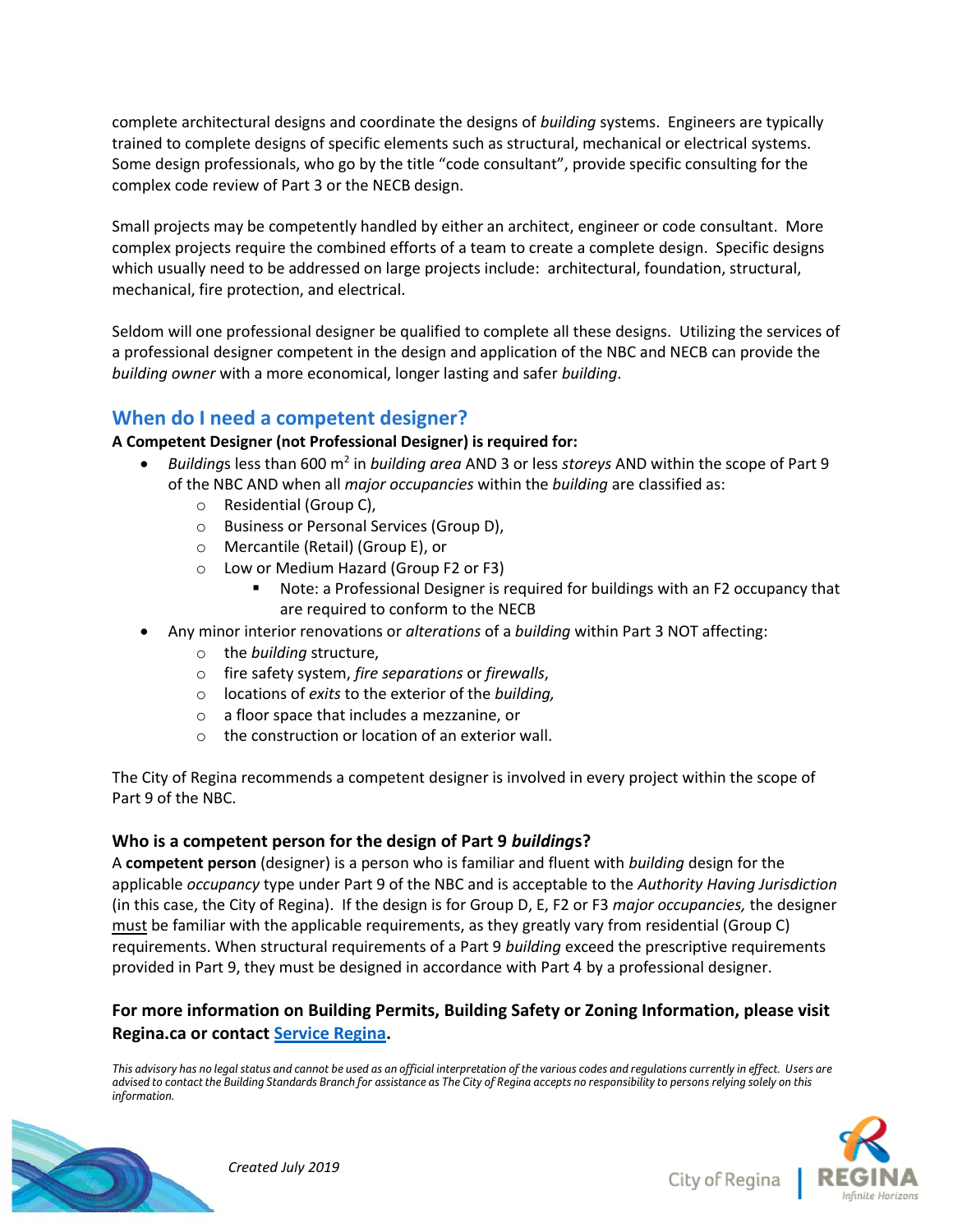complete architectural designs and coordinate the designs of *building* systems. Engineers are typically trained to complete designs of specific elements such as structural, mechanical or electrical systems. Some design professionals, who go by the title "code consultant", provide specific consulting for the complex code review of Part 3 or the NECB design.

Small projects may be competently handled by either an architect, engineer or code consultant. More complex projects require the combined efforts of a team to create a complete design. Specific designs which usually need to be addressed on large projects include: architectural, foundation, structural, mechanical, fire protection, and electrical.

Seldom will one professional designer be qualified to complete all these designs. Utilizing the services of a professional designer competent in the design and application of the NBC and NECB can provide the *building owner* with a more economical, longer lasting and safer *building*.

## When do I need a competent designer?

**A Competent Designer (not Professional Designer) is required for:**

- *Building*s less than 600 m$^2$ in *building area* AND 3 or less *storeys* AND within the scope of Part 9 of the NBC AND when all *major occupancies* within the *building* are classified as:
  - Residential (Group C),
  - Business or Personal Services (Group D),
  - Mercantile (Retail) (Group E), or
  - Low or Medium Hazard (Group F2 or F3)
    - Note: a Professional Designer is required for buildings with an F2 occupancy that are required to conform to the NECB
- Any minor interior renovations or *alterations* of a *building* within Part 3 NOT affecting:
  - the *building* structure,
  - fire safety system, *fire separations* or *firewalls*,
  - locations of *exits* to the exterior of the *building,*
  - a floor space that includes a mezzanine, or
  - the construction or location of an exterior wall.

The City of Regina recommends a competent designer is involved in every project within the scope of Part 9 of the NBC.

### Who is a competent person for the design of Part 9 *buildings*?

A **competent person** (designer) is a person who is familiar and fluent with *building* design for the applicable *occupancy* type under Part 9 of the NBC and is acceptable to the *Authority Having Jurisdiction* (in this case, the City of Regina). If the design is for Group D, E, F2 or F3 *major occupancies,* the designer must be familiar with the applicable requirements, as they greatly vary from residential (Group C) requirements. When structural requirements of a Part 9 *building* exceed the prescriptive requirements provided in Part 9, they must be designed in accordance with Part 4 by a professional designer.

**For more information on Building Permits, Building Safety or Zoning Information, please visit Regina.ca or contact Service Regina.**

*This advisory has no legal status and cannot be used as an official interpretation of the various codes and regulations currently in effect. Users are advised to contact the Building Standards Branch for assistance as The City of Regina accepts no responsibility to persons relying solely on this information.*

*Created July 2019*